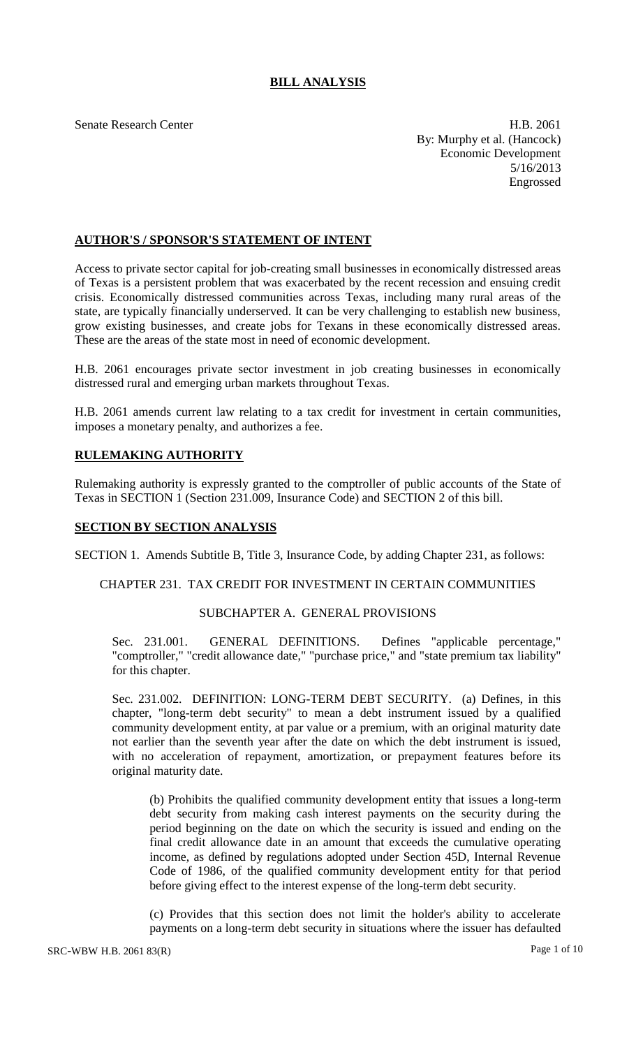# BILL ANALYSIS

Senate Research Center

H.B. 2061
By: Murphy et al. (Hancock)
Economic Development
5/16/2013
Engrossed

## AUTHOR'S / SPONSOR'S STATEMENT OF INTENT

Access to private sector capital for job-creating small businesses in economically distressed areas of Texas is a persistent problem that was exacerbated by the recent recession and ensuing credit crisis. Economically distressed communities across Texas, including many rural areas of the state, are typically financially underserved. It can be very challenging to establish new business, grow existing businesses, and create jobs for Texans in these economically distressed areas. These are the areas of the state most in need of economic development.

H.B. 2061 encourages private sector investment in job creating businesses in economically distressed rural and emerging urban markets throughout Texas.

H.B. 2061 amends current law relating to a tax credit for investment in certain communities, imposes a monetary penalty, and authorizes a fee.

## RULEMAKING AUTHORITY

Rulemaking authority is expressly granted to the comptroller of public accounts of the State of Texas in SECTION 1 (Section 231.009, Insurance Code) and SECTION 2 of this bill.

## SECTION BY SECTION ANALYSIS

SECTION 1. Amends Subtitle B, Title 3, Insurance Code, by adding Chapter 231, as follows:

CHAPTER 231. TAX CREDIT FOR INVESTMENT IN CERTAIN COMMUNITIES

SUBCHAPTER A. GENERAL PROVISIONS

Sec. 231.001. GENERAL DEFINITIONS. Defines "applicable percentage," "comptroller," "credit allowance date," "purchase price," and "state premium tax liability" for this chapter.

Sec. 231.002. DEFINITION: LONG-TERM DEBT SECURITY. (a) Defines, in this chapter, "long-term debt security" to mean a debt instrument issued by a qualified community development entity, at par value or a premium, with an original maturity date not earlier than the seventh year after the date on which the debt instrument is issued, with no acceleration of repayment, amortization, or prepayment features before its original maturity date.

(b) Prohibits the qualified community development entity that issues a long-term debt security from making cash interest payments on the security during the period beginning on the date on which the security is issued and ending on the final credit allowance date in an amount that exceeds the cumulative operating income, as defined by regulations adopted under Section 45D, Internal Revenue Code of 1986, of the qualified community development entity for that period before giving effect to the interest expense of the long-term debt security.

(c) Provides that this section does not limit the holder's ability to accelerate payments on a long-term debt security in situations where the issuer has defaulted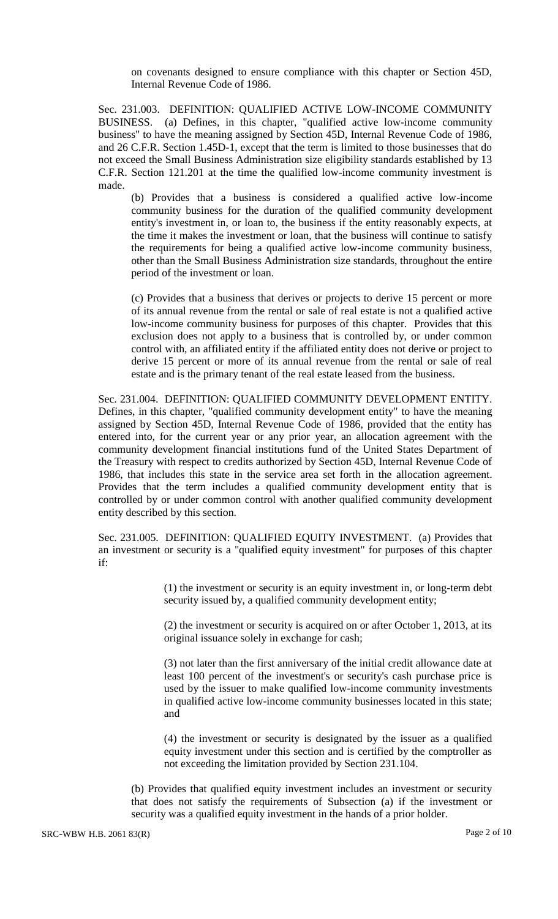on covenants designed to ensure compliance with this chapter or Section 45D, Internal Revenue Code of 1986.

Sec. 231.003. DEFINITION: QUALIFIED ACTIVE LOW-INCOME COMMUNITY BUSINESS. (a) Defines, in this chapter, "qualified active low-income community business" to have the meaning assigned by Section 45D, Internal Revenue Code of 1986, and 26 C.F.R. Section 1.45D-1, except that the term is limited to those businesses that do not exceed the Small Business Administration size eligibility standards established by 13 C.F.R. Section 121.201 at the time the qualified low-income community investment is made.

(b) Provides that a business is considered a qualified active low-income community business for the duration of the qualified community development entity's investment in, or loan to, the business if the entity reasonably expects, at the time it makes the investment or loan, that the business will continue to satisfy the requirements for being a qualified active low-income community business, other than the Small Business Administration size standards, throughout the entire period of the investment or loan.

(c) Provides that a business that derives or projects to derive 15 percent or more of its annual revenue from the rental or sale of real estate is not a qualified active low-income community business for purposes of this chapter. Provides that this exclusion does not apply to a business that is controlled by, or under common control with, an affiliated entity if the affiliated entity does not derive or project to derive 15 percent or more of its annual revenue from the rental or sale of real estate and is the primary tenant of the real estate leased from the business.

Sec. 231.004. DEFINITION: QUALIFIED COMMUNITY DEVELOPMENT ENTITY. Defines, in this chapter, "qualified community development entity" to have the meaning assigned by Section 45D, Internal Revenue Code of 1986, provided that the entity has entered into, for the current year or any prior year, an allocation agreement with the community development financial institutions fund of the United States Department of the Treasury with respect to credits authorized by Section 45D, Internal Revenue Code of 1986, that includes this state in the service area set forth in the allocation agreement. Provides that the term includes a qualified community development entity that is controlled by or under common control with another qualified community development entity described by this section.

Sec. 231.005. DEFINITION: QUALIFIED EQUITY INVESTMENT. (a) Provides that an investment or security is a "qualified equity investment" for purposes of this chapter if:

(1) the investment or security is an equity investment in, or long-term debt security issued by, a qualified community development entity;

(2) the investment or security is acquired on or after October 1, 2013, at its original issuance solely in exchange for cash;

(3) not later than the first anniversary of the initial credit allowance date at least 100 percent of the investment's or security's cash purchase price is used by the issuer to make qualified low-income community investments in qualified active low-income community businesses located in this state; and

(4) the investment or security is designated by the issuer as a qualified equity investment under this section and is certified by the comptroller as not exceeding the limitation provided by Section 231.104.

(b) Provides that qualified equity investment includes an investment or security that does not satisfy the requirements of Subsection (a) if the investment or security was a qualified equity investment in the hands of a prior holder.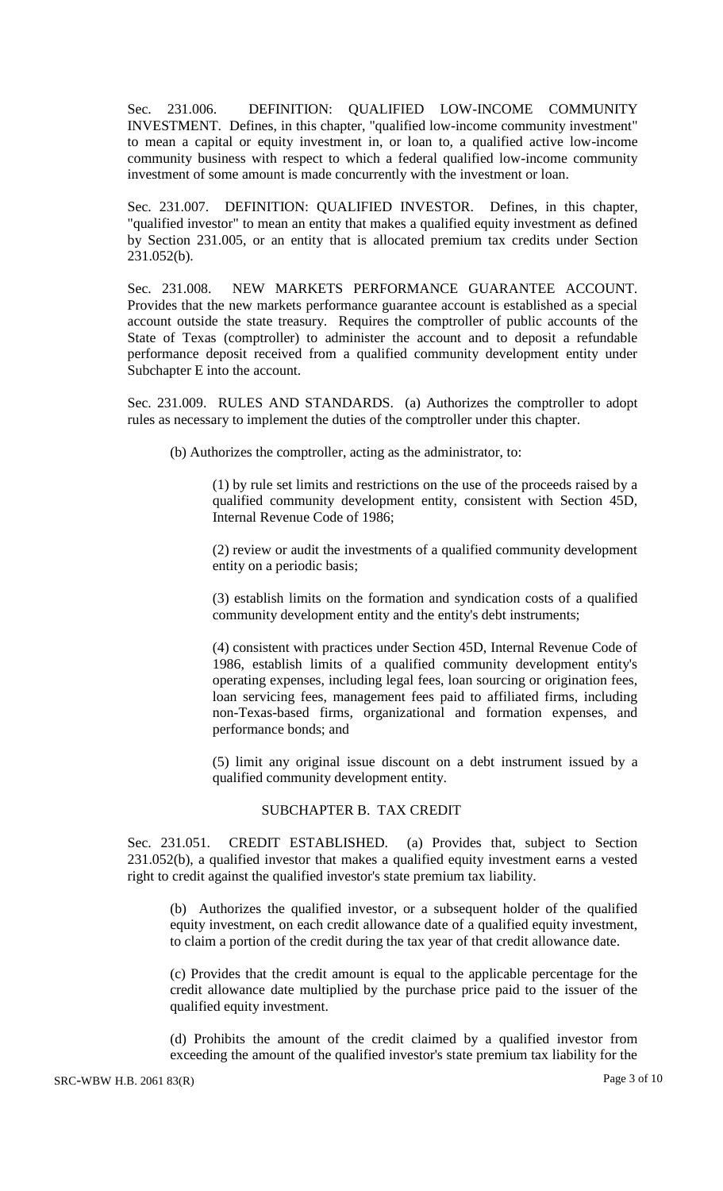Sec. 231.006. DEFINITION: QUALIFIED LOW-INCOME COMMUNITY INVESTMENT. Defines, in this chapter, "qualified low-income community investment" to mean a capital or equity investment in, or loan to, a qualified active low-income community business with respect to which a federal qualified low-income community investment of some amount is made concurrently with the investment or loan.

Sec. 231.007. DEFINITION: QUALIFIED INVESTOR. Defines, in this chapter, "qualified investor" to mean an entity that makes a qualified equity investment as defined by Section 231.005, or an entity that is allocated premium tax credits under Section 231.052(b).

Sec. 231.008. NEW MARKETS PERFORMANCE GUARANTEE ACCOUNT. Provides that the new markets performance guarantee account is established as a special account outside the state treasury. Requires the comptroller of public accounts of the State of Texas (comptroller) to administer the account and to deposit a refundable performance deposit received from a qualified community development entity under Subchapter E into the account.

Sec. 231.009. RULES AND STANDARDS. (a) Authorizes the comptroller to adopt rules as necessary to implement the duties of the comptroller under this chapter.

(b) Authorizes the comptroller, acting as the administrator, to:

(1) by rule set limits and restrictions on the use of the proceeds raised by a qualified community development entity, consistent with Section 45D, Internal Revenue Code of 1986;

(2) review or audit the investments of a qualified community development entity on a periodic basis;

(3) establish limits on the formation and syndication costs of a qualified community development entity and the entity's debt instruments;

(4) consistent with practices under Section 45D, Internal Revenue Code of 1986, establish limits of a qualified community development entity's operating expenses, including legal fees, loan sourcing or origination fees, loan servicing fees, management fees paid to affiliated firms, including non-Texas-based firms, organizational and formation expenses, and performance bonds; and

(5) limit any original issue discount on a debt instrument issued by a qualified community development entity.

## SUBCHAPTER B. TAX CREDIT

Sec. 231.051. CREDIT ESTABLISHED. (a) Provides that, subject to Section 231.052(b), a qualified investor that makes a qualified equity investment earns a vested right to credit against the qualified investor's state premium tax liability.

(b) Authorizes the qualified investor, or a subsequent holder of the qualified equity investment, on each credit allowance date of a qualified equity investment, to claim a portion of the credit during the tax year of that credit allowance date.

(c) Provides that the credit amount is equal to the applicable percentage for the credit allowance date multiplied by the purchase price paid to the issuer of the qualified equity investment.

(d) Prohibits the amount of the credit claimed by a qualified investor from exceeding the amount of the qualified investor's state premium tax liability for the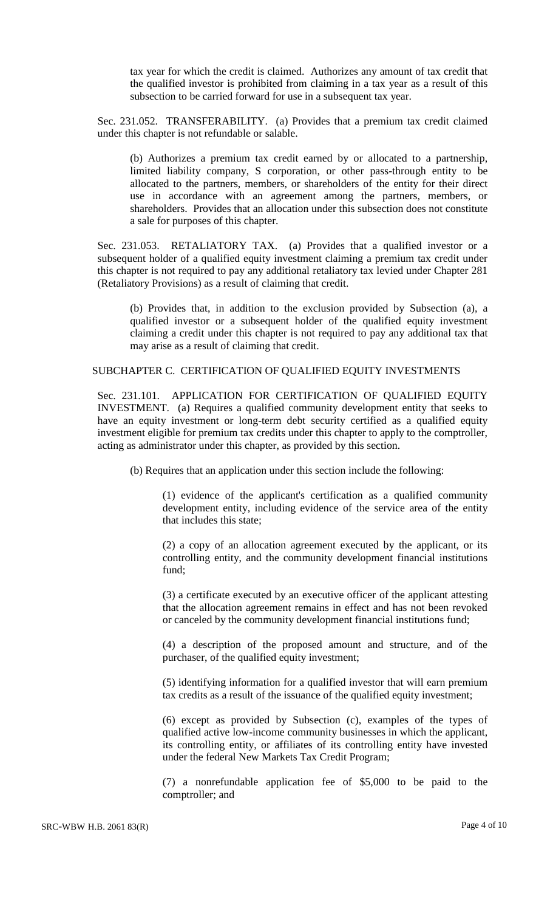tax year for which the credit is claimed. Authorizes any amount of tax credit that the qualified investor is prohibited from claiming in a tax year as a result of this subsection to be carried forward for use in a subsequent tax year.

Sec. 231.052. TRANSFERABILITY. (a) Provides that a premium tax credit claimed under this chapter is not refundable or salable.

(b) Authorizes a premium tax credit earned by or allocated to a partnership, limited liability company, S corporation, or other pass-through entity to be allocated to the partners, members, or shareholders of the entity for their direct use in accordance with an agreement among the partners, members, or shareholders. Provides that an allocation under this subsection does not constitute a sale for purposes of this chapter.

Sec. 231.053. RETALIATORY TAX. (a) Provides that a qualified investor or a subsequent holder of a qualified equity investment claiming a premium tax credit under this chapter is not required to pay any additional retaliatory tax levied under Chapter 281 (Retaliatory Provisions) as a result of claiming that credit.

(b) Provides that, in addition to the exclusion provided by Subsection (a), a qualified investor or a subsequent holder of the qualified equity investment claiming a credit under this chapter is not required to pay any additional tax that may arise as a result of claiming that credit.

SUBCHAPTER C. CERTIFICATION OF QUALIFIED EQUITY INVESTMENTS

Sec. 231.101. APPLICATION FOR CERTIFICATION OF QUALIFIED EQUITY INVESTMENT. (a) Requires a qualified community development entity that seeks to have an equity investment or long-term debt security certified as a qualified equity investment eligible for premium tax credits under this chapter to apply to the comptroller, acting as administrator under this chapter, as provided by this section.

(b) Requires that an application under this section include the following:

(1) evidence of the applicant's certification as a qualified community development entity, including evidence of the service area of the entity that includes this state;

(2) a copy of an allocation agreement executed by the applicant, or its controlling entity, and the community development financial institutions fund;

(3) a certificate executed by an executive officer of the applicant attesting that the allocation agreement remains in effect and has not been revoked or canceled by the community development financial institutions fund;

(4) a description of the proposed amount and structure, and of the purchaser, of the qualified equity investment;

(5) identifying information for a qualified investor that will earn premium tax credits as a result of the issuance of the qualified equity investment;

(6) except as provided by Subsection (c), examples of the types of qualified active low-income community businesses in which the applicant, its controlling entity, or affiliates of its controlling entity have invested under the federal New Markets Tax Credit Program;

(7) a nonrefundable application fee of $5,000 to be paid to the comptroller; and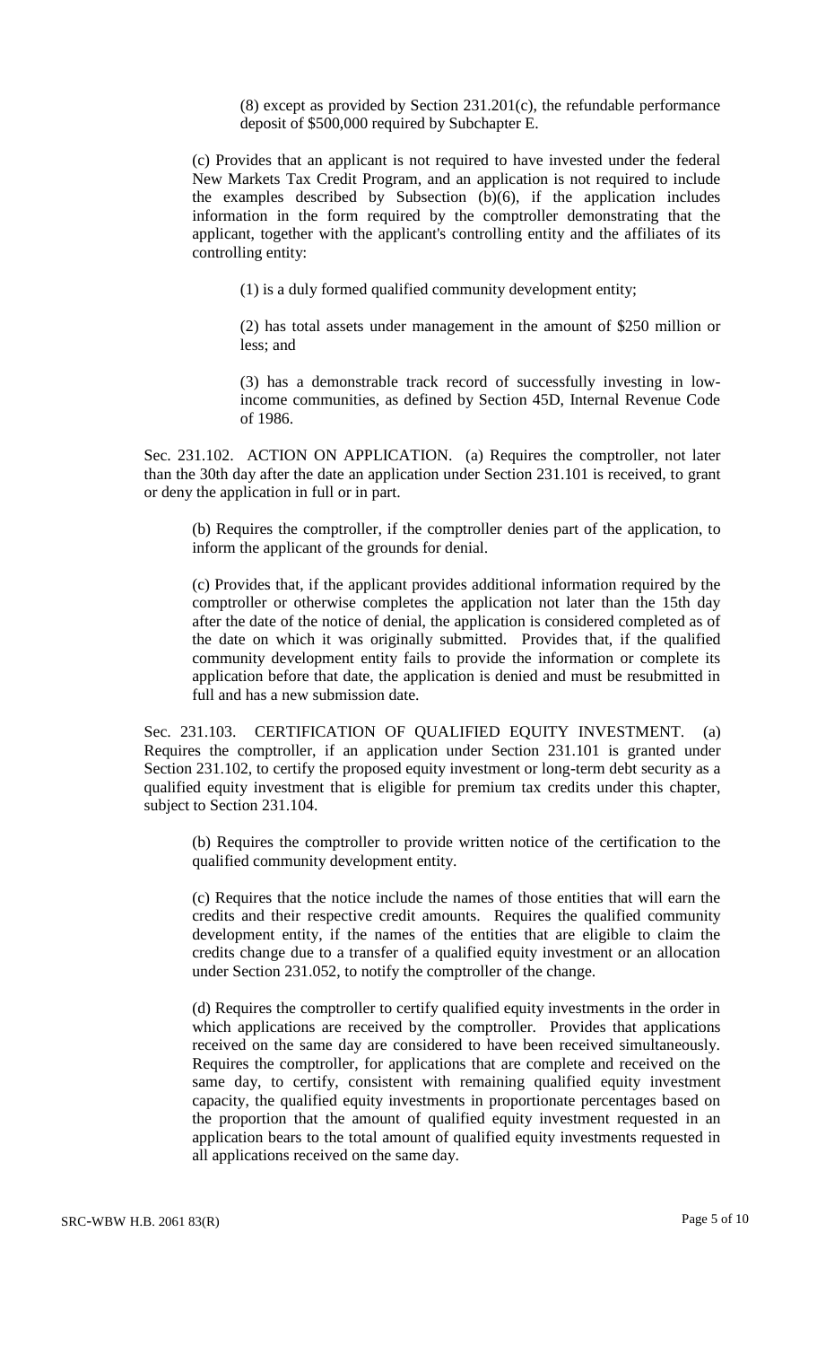(8) except as provided by Section 231.201(c), the refundable performance deposit of $500,000 required by Subchapter E.

(c) Provides that an applicant is not required to have invested under the federal New Markets Tax Credit Program, and an application is not required to include the examples described by Subsection (b)(6), if the application includes information in the form required by the comptroller demonstrating that the applicant, together with the applicant's controlling entity and the affiliates of its controlling entity:

(1) is a duly formed qualified community development entity;

(2) has total assets under management in the amount of $250 million or less; and

(3) has a demonstrable track record of successfully investing in low-income communities, as defined by Section 45D, Internal Revenue Code of 1986.

Sec. 231.102. ACTION ON APPLICATION. (a) Requires the comptroller, not later than the 30th day after the date an application under Section 231.101 is received, to grant or deny the application in full or in part.

(b) Requires the comptroller, if the comptroller denies part of the application, to inform the applicant of the grounds for denial.

(c) Provides that, if the applicant provides additional information required by the comptroller or otherwise completes the application not later than the 15th day after the date of the notice of denial, the application is considered completed as of the date on which it was originally submitted. Provides that, if the qualified community development entity fails to provide the information or complete its application before that date, the application is denied and must be resubmitted in full and has a new submission date.

Sec. 231.103. CERTIFICATION OF QUALIFIED EQUITY INVESTMENT. (a) Requires the comptroller, if an application under Section 231.101 is granted under Section 231.102, to certify the proposed equity investment or long-term debt security as a qualified equity investment that is eligible for premium tax credits under this chapter, subject to Section 231.104.

(b) Requires the comptroller to provide written notice of the certification to the qualified community development entity.

(c) Requires that the notice include the names of those entities that will earn the credits and their respective credit amounts. Requires the qualified community development entity, if the names of the entities that are eligible to claim the credits change due to a transfer of a qualified equity investment or an allocation under Section 231.052, to notify the comptroller of the change.

(d) Requires the comptroller to certify qualified equity investments in the order in which applications are received by the comptroller. Provides that applications received on the same day are considered to have been received simultaneously. Requires the comptroller, for applications that are complete and received on the same day, to certify, consistent with remaining qualified equity investment capacity, the qualified equity investments in proportionate percentages based on the proportion that the amount of qualified equity investment requested in an application bears to the total amount of qualified equity investments requested in all applications received on the same day.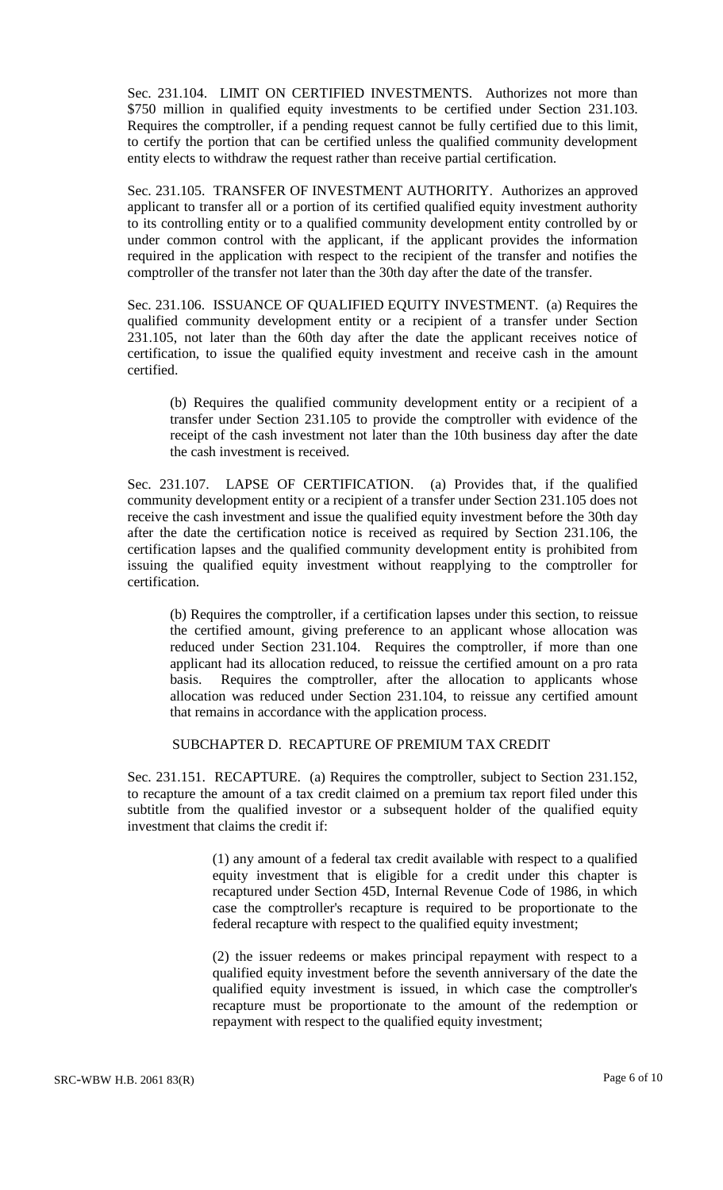Sec. 231.104. LIMIT ON CERTIFIED INVESTMENTS. Authorizes not more than $750 million in qualified equity investments to be certified under Section 231.103. Requires the comptroller, if a pending request cannot be fully certified due to this limit, to certify the portion that can be certified unless the qualified community development entity elects to withdraw the request rather than receive partial certification.

Sec. 231.105. TRANSFER OF INVESTMENT AUTHORITY. Authorizes an approved applicant to transfer all or a portion of its certified qualified equity investment authority to its controlling entity or to a qualified community development entity controlled by or under common control with the applicant, if the applicant provides the information required in the application with respect to the recipient of the transfer and notifies the comptroller of the transfer not later than the 30th day after the date of the transfer.

Sec. 231.106. ISSUANCE OF QUALIFIED EQUITY INVESTMENT. (a) Requires the qualified community development entity or a recipient of a transfer under Section 231.105, not later than the 60th day after the date the applicant receives notice of certification, to issue the qualified equity investment and receive cash in the amount certified.

(b) Requires the qualified community development entity or a recipient of a transfer under Section 231.105 to provide the comptroller with evidence of the receipt of the cash investment not later than the 10th business day after the date the cash investment is received.

Sec. 231.107. LAPSE OF CERTIFICATION. (a) Provides that, if the qualified community development entity or a recipient of a transfer under Section 231.105 does not receive the cash investment and issue the qualified equity investment before the 30th day after the date the certification notice is received as required by Section 231.106, the certification lapses and the qualified community development entity is prohibited from issuing the qualified equity investment without reapplying to the comptroller for certification.

(b) Requires the comptroller, if a certification lapses under this section, to reissue the certified amount, giving preference to an applicant whose allocation was reduced under Section 231.104. Requires the comptroller, if more than one applicant had its allocation reduced, to reissue the certified amount on a pro rata basis. Requires the comptroller, after the allocation to applicants whose allocation was reduced under Section 231.104, to reissue any certified amount that remains in accordance with the application process.

## SUBCHAPTER D. RECAPTURE OF PREMIUM TAX CREDIT

Sec. 231.151. RECAPTURE. (a) Requires the comptroller, subject to Section 231.152, to recapture the amount of a tax credit claimed on a premium tax report filed under this subtitle from the qualified investor or a subsequent holder of the qualified equity investment that claims the credit if:

(1) any amount of a federal tax credit available with respect to a qualified equity investment that is eligible for a credit under this chapter is recaptured under Section 45D, Internal Revenue Code of 1986, in which case the comptroller's recapture is required to be proportionate to the federal recapture with respect to the qualified equity investment;

(2) the issuer redeems or makes principal repayment with respect to a qualified equity investment before the seventh anniversary of the date the qualified equity investment is issued, in which case the comptroller's recapture must be proportionate to the amount of the redemption or repayment with respect to the qualified equity investment;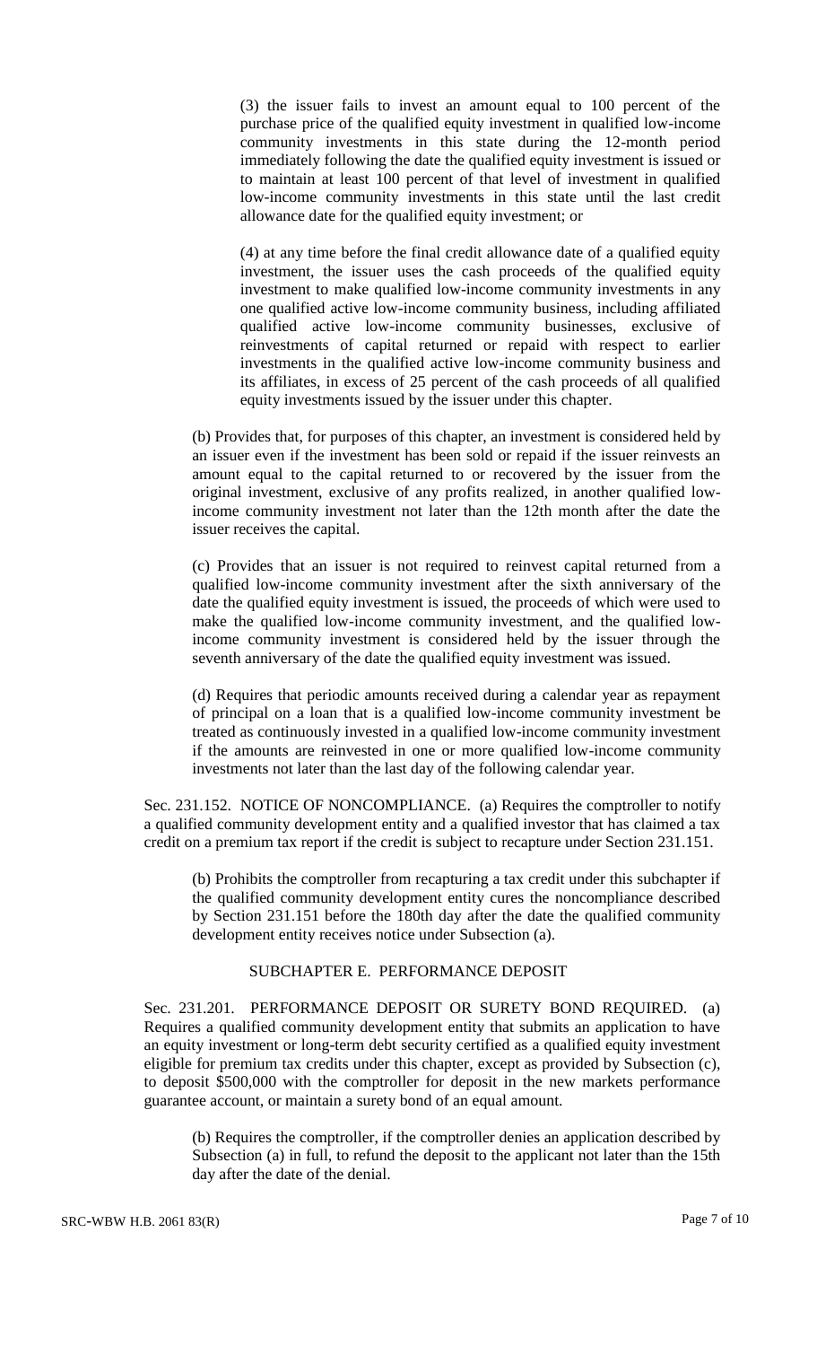(3) the issuer fails to invest an amount equal to 100 percent of the purchase price of the qualified equity investment in qualified low-income community investments in this state during the 12-month period immediately following the date the qualified equity investment is issued or to maintain at least 100 percent of that level of investment in qualified low-income community investments in this state until the last credit allowance date for the qualified equity investment; or

(4) at any time before the final credit allowance date of a qualified equity investment, the issuer uses the cash proceeds of the qualified equity investment to make qualified low-income community investments in any one qualified active low-income community business, including affiliated qualified active low-income community businesses, exclusive of reinvestments of capital returned or repaid with respect to earlier investments in the qualified active low-income community business and its affiliates, in excess of 25 percent of the cash proceeds of all qualified equity investments issued by the issuer under this chapter.

(b) Provides that, for purposes of this chapter, an investment is considered held by an issuer even if the investment has been sold or repaid if the issuer reinvests an amount equal to the capital returned to or recovered by the issuer from the original investment, exclusive of any profits realized, in another qualified low-income community investment not later than the 12th month after the date the issuer receives the capital.

(c) Provides that an issuer is not required to reinvest capital returned from a qualified low-income community investment after the sixth anniversary of the date the qualified equity investment is issued, the proceeds of which were used to make the qualified low-income community investment, and the qualified low-income community investment is considered held by the issuer through the seventh anniversary of the date the qualified equity investment was issued.

(d) Requires that periodic amounts received during a calendar year as repayment of principal on a loan that is a qualified low-income community investment be treated as continuously invested in a qualified low-income community investment if the amounts are reinvested in one or more qualified low-income community investments not later than the last day of the following calendar year.

Sec. 231.152. NOTICE OF NONCOMPLIANCE. (a) Requires the comptroller to notify a qualified community development entity and a qualified investor that has claimed a tax credit on a premium tax report if the credit is subject to recapture under Section 231.151.

(b) Prohibits the comptroller from recapturing a tax credit under this subchapter if the qualified community development entity cures the noncompliance described by Section 231.151 before the 180th day after the date the qualified community development entity receives notice under Subsection (a).

SUBCHAPTER E. PERFORMANCE DEPOSIT

Sec. 231.201. PERFORMANCE DEPOSIT OR SURETY BOND REQUIRED. (a) Requires a qualified community development entity that submits an application to have an equity investment or long-term debt security certified as a qualified equity investment eligible for premium tax credits under this chapter, except as provided by Subsection (c), to deposit $500,000 with the comptroller for deposit in the new markets performance guarantee account, or maintain a surety bond of an equal amount.

(b) Requires the comptroller, if the comptroller denies an application described by Subsection (a) in full, to refund the deposit to the applicant not later than the 15th day after the date of the denial.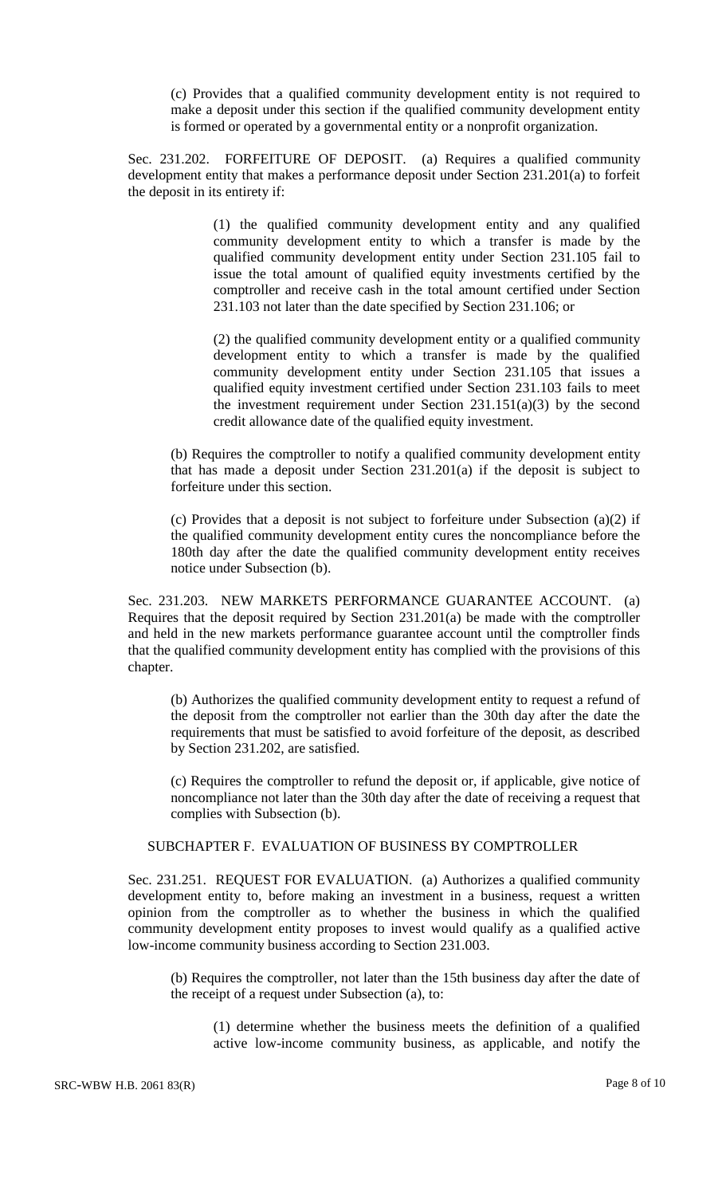(c) Provides that a qualified community development entity is not required to make a deposit under this section if the qualified community development entity is formed or operated by a governmental entity or a nonprofit organization.

Sec. 231.202. FORFEITURE OF DEPOSIT. (a) Requires a qualified community development entity that makes a performance deposit under Section 231.201(a) to forfeit the deposit in its entirety if:

(1) the qualified community development entity and any qualified community development entity to which a transfer is made by the qualified community development entity under Section 231.105 fail to issue the total amount of qualified equity investments certified by the comptroller and receive cash in the total amount certified under Section 231.103 not later than the date specified by Section 231.106; or

(2) the qualified community development entity or a qualified community development entity to which a transfer is made by the qualified community development entity under Section 231.105 that issues a qualified equity investment certified under Section 231.103 fails to meet the investment requirement under Section 231.151(a)(3) by the second credit allowance date of the qualified equity investment.

(b) Requires the comptroller to notify a qualified community development entity that has made a deposit under Section 231.201(a) if the deposit is subject to forfeiture under this section.

(c) Provides that a deposit is not subject to forfeiture under Subsection (a)(2) if the qualified community development entity cures the noncompliance before the 180th day after the date the qualified community development entity receives notice under Subsection (b).

Sec. 231.203. NEW MARKETS PERFORMANCE GUARANTEE ACCOUNT. (a) Requires that the deposit required by Section 231.201(a) be made with the comptroller and held in the new markets performance guarantee account until the comptroller finds that the qualified community development entity has complied with the provisions of this chapter.

(b) Authorizes the qualified community development entity to request a refund of the deposit from the comptroller not earlier than the 30th day after the date the requirements that must be satisfied to avoid forfeiture of the deposit, as described by Section 231.202, are satisfied.

(c) Requires the comptroller to refund the deposit or, if applicable, give notice of noncompliance not later than the 30th day after the date of receiving a request that complies with Subsection (b).

SUBCHAPTER F. EVALUATION OF BUSINESS BY COMPTROLLER

Sec. 231.251. REQUEST FOR EVALUATION. (a) Authorizes a qualified community development entity to, before making an investment in a business, request a written opinion from the comptroller as to whether the business in which the qualified community development entity proposes to invest would qualify as a qualified active low-income community business according to Section 231.003.

(b) Requires the comptroller, not later than the 15th business day after the date of the receipt of a request under Subsection (a), to:

(1) determine whether the business meets the definition of a qualified active low-income community business, as applicable, and notify the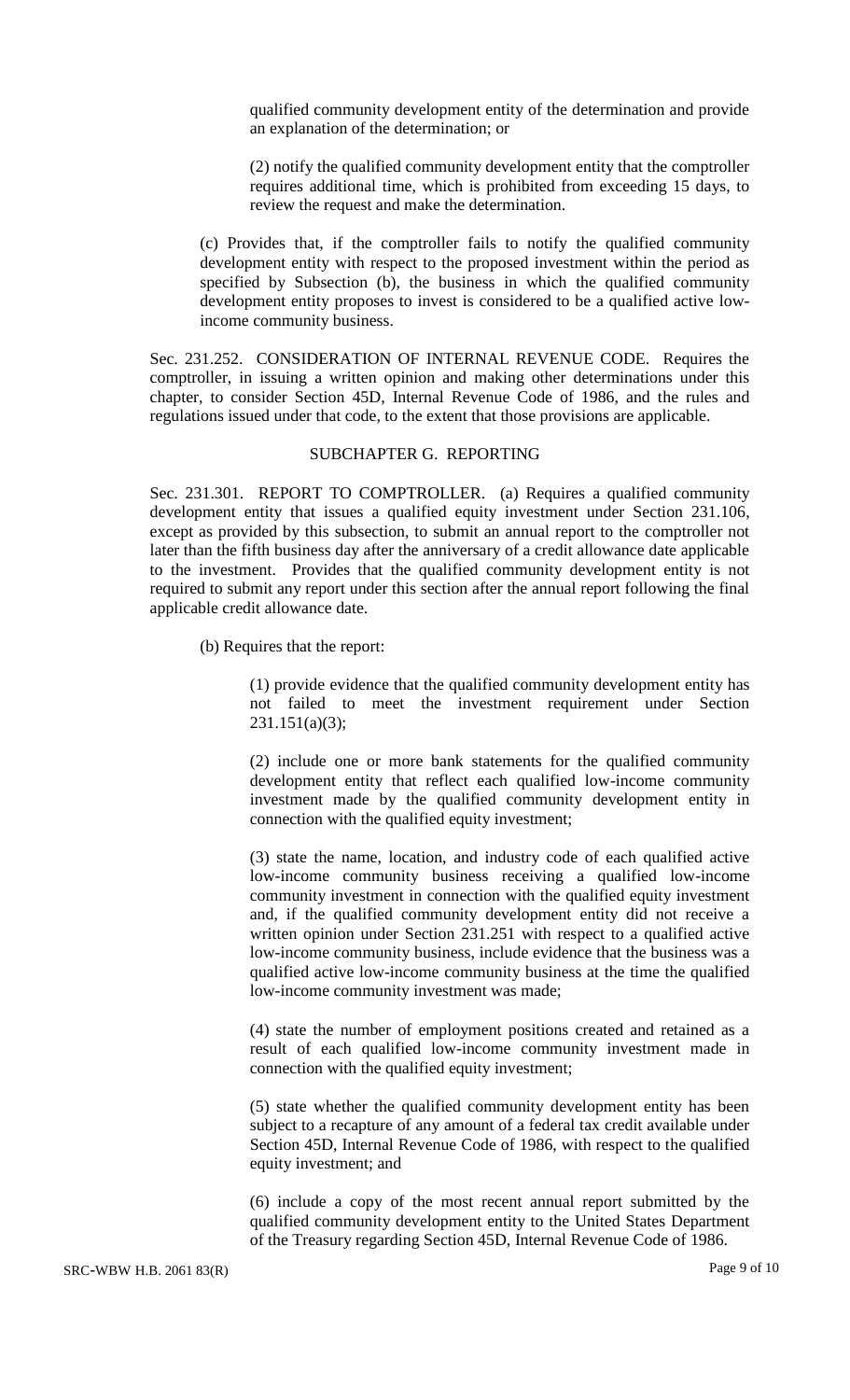qualified community development entity of the determination and provide an explanation of the determination; or

(2) notify the qualified community development entity that the comptroller requires additional time, which is prohibited from exceeding 15 days, to review the request and make the determination.

(c) Provides that, if the comptroller fails to notify the qualified community development entity with respect to the proposed investment within the period as specified by Subsection (b), the business in which the qualified community development entity proposes to invest is considered to be a qualified active low-income community business.

Sec. 231.252. CONSIDERATION OF INTERNAL REVENUE CODE. Requires the comptroller, in issuing a written opinion and making other determinations under this chapter, to consider Section 45D, Internal Revenue Code of 1986, and the rules and regulations issued under that code, to the extent that those provisions are applicable.

SUBCHAPTER G. REPORTING

Sec. 231.301. REPORT TO COMPTROLLER. (a) Requires a qualified community development entity that issues a qualified equity investment under Section 231.106, except as provided by this subsection, to submit an annual report to the comptroller not later than the fifth business day after the anniversary of a credit allowance date applicable to the investment. Provides that the qualified community development entity is not required to submit any report under this section after the annual report following the final applicable credit allowance date.

(b) Requires that the report:

(1) provide evidence that the qualified community development entity has not failed to meet the investment requirement under Section 231.151(a)(3);

(2) include one or more bank statements for the qualified community development entity that reflect each qualified low-income community investment made by the qualified community development entity in connection with the qualified equity investment;

(3) state the name, location, and industry code of each qualified active low-income community business receiving a qualified low-income community investment in connection with the qualified equity investment and, if the qualified community development entity did not receive a written opinion under Section 231.251 with respect to a qualified active low-income community business, include evidence that the business was a qualified active low-income community business at the time the qualified low-income community investment was made;

(4) state the number of employment positions created and retained as a result of each qualified low-income community investment made in connection with the qualified equity investment;

(5) state whether the qualified community development entity has been subject to a recapture of any amount of a federal tax credit available under Section 45D, Internal Revenue Code of 1986, with respect to the qualified equity investment; and

(6) include a copy of the most recent annual report submitted by the qualified community development entity to the United States Department of the Treasury regarding Section 45D, Internal Revenue Code of 1986.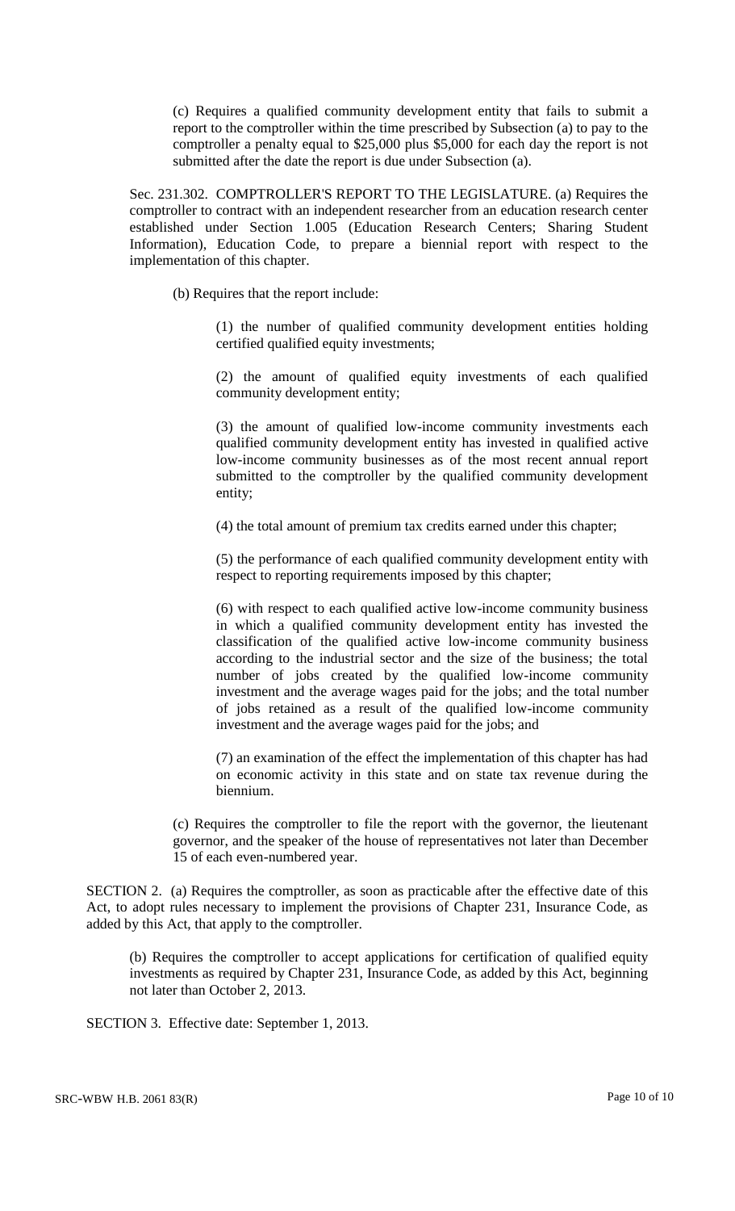(c) Requires a qualified community development entity that fails to submit a report to the comptroller within the time prescribed by Subsection (a) to pay to the comptroller a penalty equal to $25,000 plus $5,000 for each day the report is not submitted after the date the report is due under Subsection (a).

Sec. 231.302. COMPTROLLER'S REPORT TO THE LEGISLATURE. (a) Requires the comptroller to contract with an independent researcher from an education research center established under Section 1.005 (Education Research Centers; Sharing Student Information), Education Code, to prepare a biennial report with respect to the implementation of this chapter.

(b) Requires that the report include:

(1) the number of qualified community development entities holding certified qualified equity investments;

(2) the amount of qualified equity investments of each qualified community development entity;

(3) the amount of qualified low-income community investments each qualified community development entity has invested in qualified active low-income community businesses as of the most recent annual report submitted to the comptroller by the qualified community development entity;

(4) the total amount of premium tax credits earned under this chapter;

(5) the performance of each qualified community development entity with respect to reporting requirements imposed by this chapter;

(6) with respect to each qualified active low-income community business in which a qualified community development entity has invested the classification of the qualified active low-income community business according to the industrial sector and the size of the business; the total number of jobs created by the qualified low-income community investment and the average wages paid for the jobs; and the total number of jobs retained as a result of the qualified low-income community investment and the average wages paid for the jobs; and

(7) an examination of the effect the implementation of this chapter has had on economic activity in this state and on state tax revenue during the biennium.

(c) Requires the comptroller to file the report with the governor, the lieutenant governor, and the speaker of the house of representatives not later than December 15 of each even-numbered year.

SECTION 2. (a) Requires the comptroller, as soon as practicable after the effective date of this Act, to adopt rules necessary to implement the provisions of Chapter 231, Insurance Code, as added by this Act, that apply to the comptroller.

(b) Requires the comptroller to accept applications for certification of qualified equity investments as required by Chapter 231, Insurance Code, as added by this Act, beginning not later than October 2, 2013.

SECTION 3. Effective date: September 1, 2013.